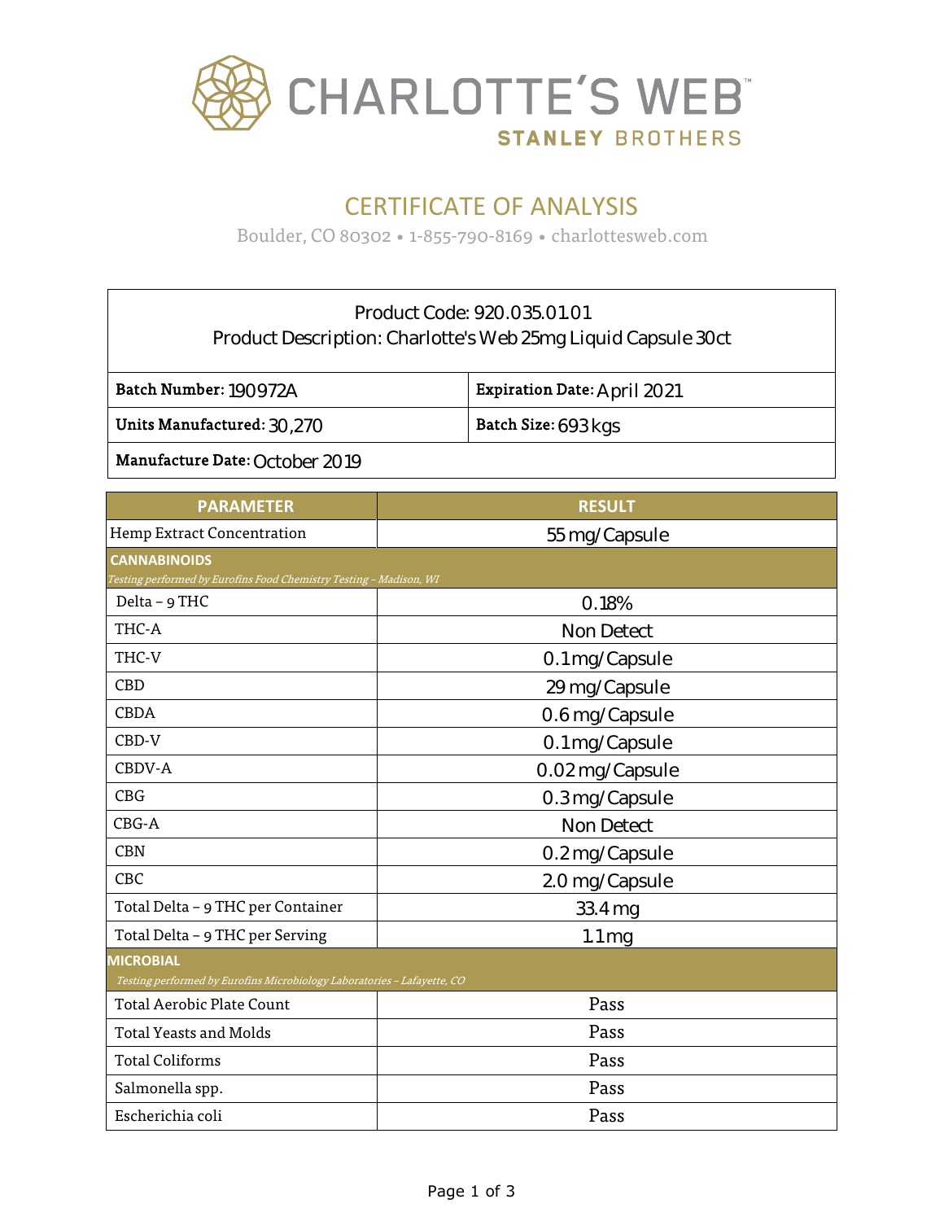# CHARLOTTE'S WEB™

**STANLEY BROTHERS**

## CERTIFICATE OF ANALYSIS

Boulder, CO 80302 • 1-855-790-8169 • charlottesweb.com

| Product Code: 920.035.01.01<br>Product Description: Charlotte's Web 25mg Liquid Capsule 30ct | |
|---|---|
| **Batch Number:** 190972A | **Expiration Date:** April 2021 |
| **Units Manufactured:** 30,270 | **Batch Size:** 693 kgs |
| **Manufacture Date:** October 2019 | |

| PARAMETER | RESULT |
|---|---|
| Hemp Extract Concentration | 55 mg/Capsule |
| **CANNABINOIDS**<br>*Testing performed by Eurofins Food Chemistry Testing – Madison, WI* | |
| Delta – 9 THC | 0.18% |
| THC-A | Non Detect |
| THC-V | 0.1 mg/Capsule |
| CBD | 29 mg/Capsule |
| CBDA | 0.6 mg/Capsule |
| CBD-V | 0.1 mg/Capsule |
| CBDV-A | 0.02 mg/Capsule |
| CBG | 0.3 mg/Capsule |
| CBG-A | Non Detect |
| CBN | 0.2 mg/Capsule |
| CBC | 2.0 mg/Capsule |
| Total Delta – 9 THC per Container | 33.4 mg |
| Total Delta – 9 THC per Serving | 1.1 mg |
| **MICROBIAL**<br>*Testing performed by Eurofins Microbiology Laboratories – Lafayette, CO* | |
| Total Aerobic Plate Count | Pass |
| Total Yeasts and Molds | Pass |
| Total Coliforms | Pass |
| Salmonella spp. | Pass |
| Escherichia coli | Pass |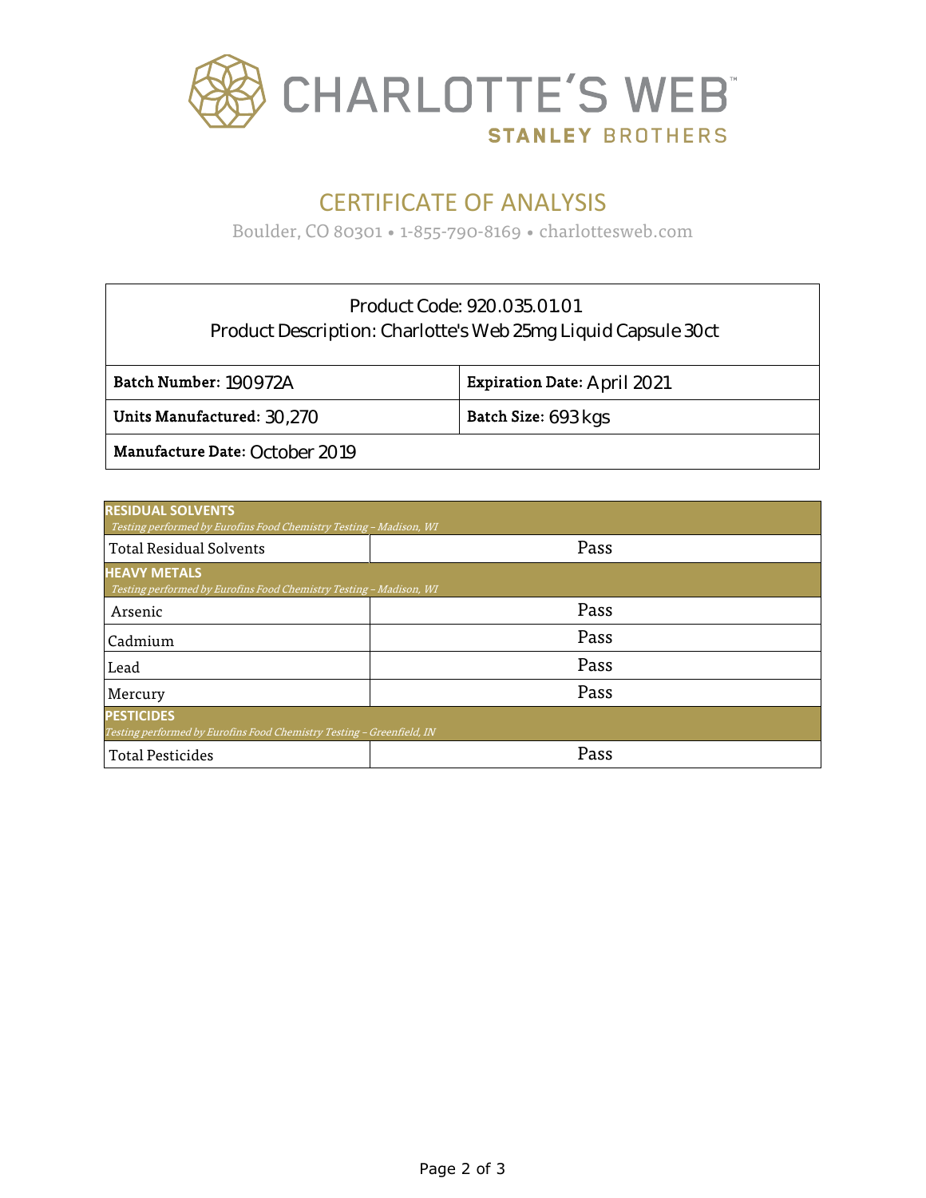# CHARLOTTE'S WEB

**STANLEY BROTHERS**

## CERTIFICATE OF ANALYSIS

Boulder, CO 80301 • 1-855-790-8169 • charlottesweb.com

| Product Code: 920.035.01.01<br>Product Description: Charlotte's Web 25mg Liquid Capsule 30ct | |
|---|---|
| **Batch Number:** 190972A | **Expiration Date:** April 2021 |
| **Units Manufactured:** 30,270 | **Batch Size:** 693 kgs |
| **Manufacture Date:** October 2019 | |

| **RESIDUAL SOLVENTS**<br>*Testing performed by Eurofins Food Chemistry Testing – Madison, WI* | |
|---|---|
| Total Residual Solvents | Pass |
| **HEAVY METALS**<br>*Testing performed by Eurofins Food Chemistry Testing – Madison, WI* | |
| Arsenic | Pass |
| Cadmium | Pass |
| Lead | Pass |
| Mercury | Pass |
| **PESTICIDES**<br>*Testing performed by Eurofins Food Chemistry Testing – Greenfield, IN* | |
| Total Pesticides | Pass |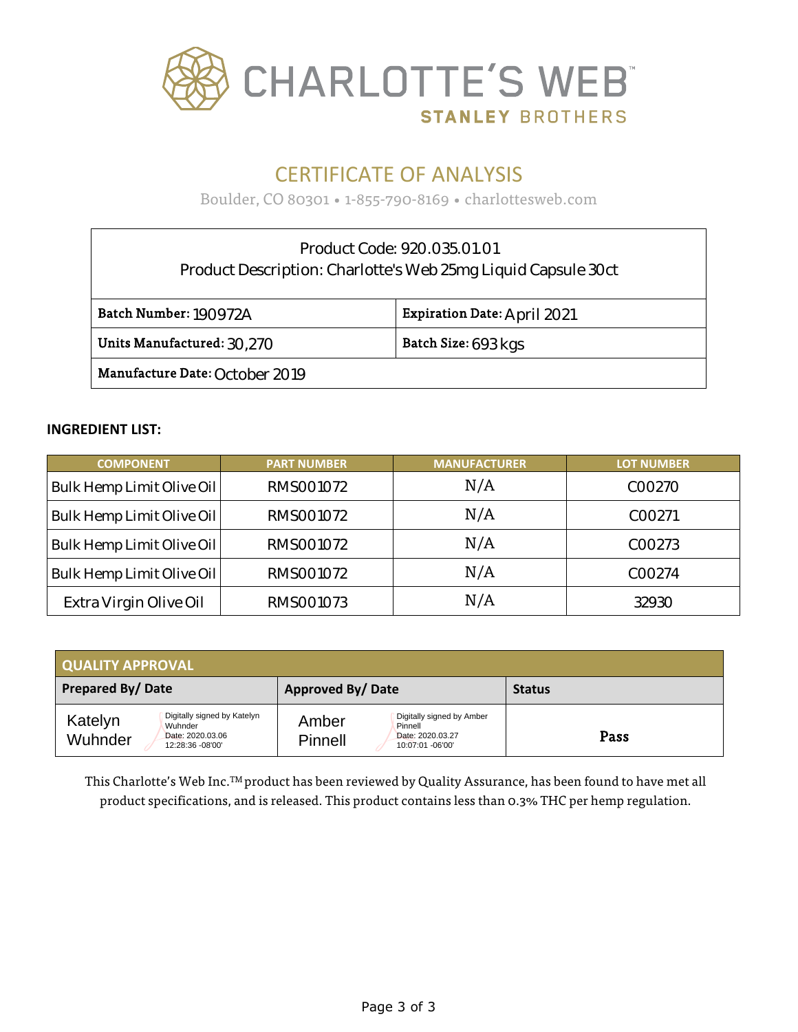CHARLOTTE'S WEB™

STANLEY BROTHERS

# CERTIFICATE OF ANALYSIS

Boulder, CO 80301 • 1-855-790-8169 • charlottesweb.com

Product Code: 920.035.01.01

Product Description: Charlotte's Web 25mg Liquid Capsule 30ct

| | |
|---|---|
| **Batch Number:** 190972A | **Expiration Date:** April 2021 |
| **Units Manufactured:** 30,270 | **Batch Size:** 693 kgs |
| **Manufacture Date:** October 2019 | |

**INGREDIENT LIST:**

| COMPONENT | PART NUMBER | MANUFACTURER | LOT NUMBER |
|---|---|---|---|
| Bulk Hemp Limit Olive Oil | RMS001072 | N/A | C00270 |
| Bulk Hemp Limit Olive Oil | RMS001072 | N/A | C00271 |
| Bulk Hemp Limit Olive Oil | RMS001072 | N/A | C00273 |
| Bulk Hemp Limit Olive Oil | RMS001072 | N/A | C00274 |
| Extra Virgin Olive Oil | RMS001073 | N/A | 32930 |

**QUALITY APPROVAL**

| Prepared By/ Date | Approved By/ Date | Status |
|---|---|---|
| Katelyn Wuhnder — Digitally signed by Katelyn Wuhnder Date: 2020.03.06 12:28:36 -08'00' | Amber Pinnell — Digitally signed by Amber Pinnell Date: 2020.03.27 10:07:01 -06'00' | Pass |

This Charlotte's Web Inc.™ product has been reviewed by Quality Assurance, has been found to have met all product specifications, and is released. This product contains less than 0.3% THC per hemp regulation.